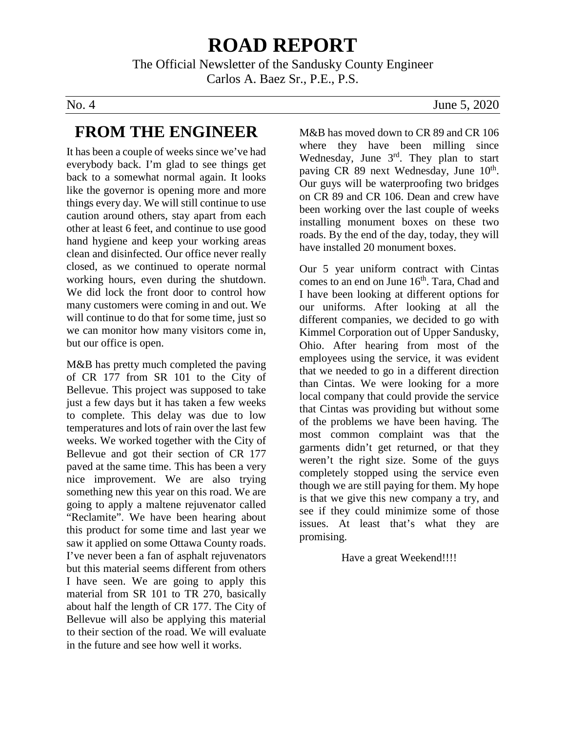# ROAD REPORT

The Official Newsletter of the Sandusky County Engineer
Carlos A. Baez Sr., P.E., P.S.

No. 4 June 5, 2020

## FROM THE ENGINEER

It has been a couple of weeks since we've had everybody back. I'm glad to see things get back to a somewhat normal again. It looks like the governor is opening more and more things every day. We will still continue to use caution around others, stay apart from each other at least 6 feet, and continue to use good hand hygiene and keep your working areas clean and disinfected. Our office never really closed, as we continued to operate normal working hours, even during the shutdown. We did lock the front door to control how many customers were coming in and out. We will continue to do that for some time, just so we can monitor how many visitors come in, but our office is open.

M&B has pretty much completed the paving of CR 177 from SR 101 to the City of Bellevue. This project was supposed to take just a few days but it has taken a few weeks to complete. This delay was due to low temperatures and lots of rain over the last few weeks. We worked together with the City of Bellevue and got their section of CR 177 paved at the same time. This has been a very nice improvement. We are also trying something new this year on this road. We are going to apply a maltene rejuvenator called "Reclamite". We have been hearing about this product for some time and last year we saw it applied on some Ottawa County roads. I've never been a fan of asphalt rejuvenators but this material seems different from others I have seen. We are going to apply this material from SR 101 to TR 270, basically about half the length of CR 177. The City of Bellevue will also be applying this material to their section of the road. We will evaluate in the future and see how well it works.

M&B has moved down to CR 89 and CR 106 where they have been milling since Wednesday, June 3rd. They plan to start paving CR 89 next Wednesday, June 10th. Our guys will be waterproofing two bridges on CR 89 and CR 106. Dean and crew have been working over the last couple of weeks installing monument boxes on these two roads. By the end of the day, today, they will have installed 20 monument boxes.

Our 5 year uniform contract with Cintas comes to an end on June 16th. Tara, Chad and I have been looking at different options for our uniforms. After looking at all the different companies, we decided to go with Kimmel Corporation out of Upper Sandusky, Ohio. After hearing from most of the employees using the service, it was evident that we needed to go in a different direction than Cintas. We were looking for a more local company that could provide the service that Cintas was providing but without some of the problems we have been having. The most common complaint was that the garments didn't get returned, or that they weren't the right size. Some of the guys completely stopped using the service even though we are still paying for them. My hope is that we give this new company a try, and see if they could minimize some of those issues. At least that's what they are promising.

Have a great Weekend!!!!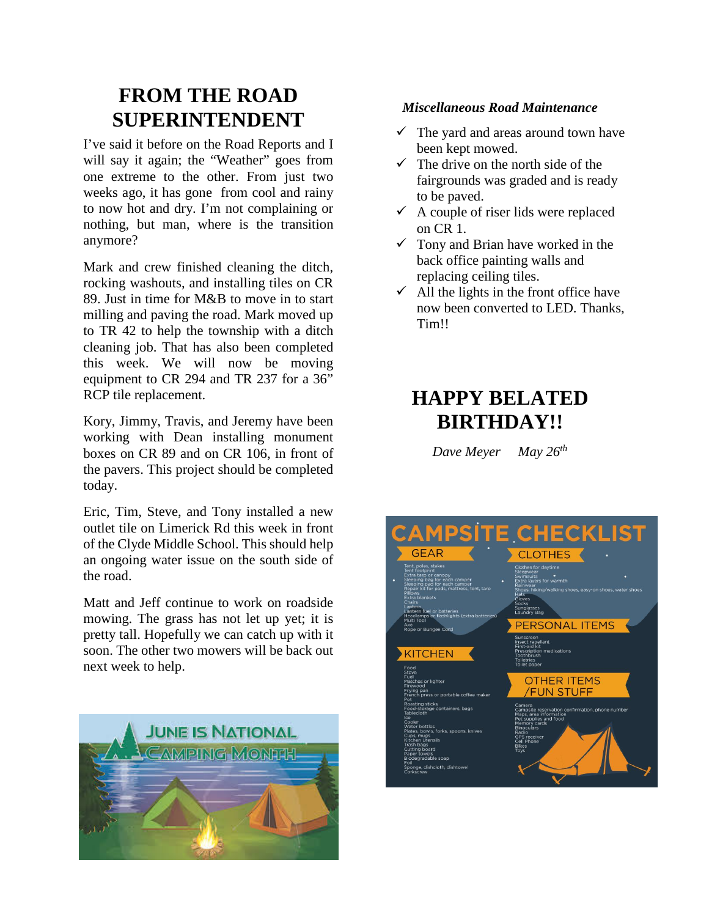# FROM THE ROAD SUPERINTENDENT

I've said it before on the Road Reports and I will say it again; the "Weather" goes from one extreme to the other. From just two weeks ago, it has gone from cool and rainy to now hot and dry. I'm not complaining or nothing, but man, where is the transition anymore?

Mark and crew finished cleaning the ditch, rocking washouts, and installing tiles on CR 89. Just in time for M&B to move in to start milling and paving the road. Mark moved up to TR 42 to help the township with a ditch cleaning job. That has also been completed this week. We will now be moving equipment to CR 294 and TR 237 for a 36" RCP tile replacement.

Kory, Jimmy, Travis, and Jeremy have been working with Dean installing monument boxes on CR 89 and on CR 106, in front of the pavers. This project should be completed today.

Eric, Tim, Steve, and Tony installed a new outlet tile on Limerick Rd this week in front of the Clyde Middle School. This should help an ongoing water issue on the south side of the road.

Matt and Jeff continue to work on roadside mowing. The grass has not let up yet; it is pretty tall. Hopefully we can catch up with it soon. The other two mowers will be back out next week to help.

JUNE IS NATIONAL CAMPING MONTH

### *Miscellaneous Road Maintenance*

- ✓ The yard and areas around town have been kept mowed.
- ✓ The drive on the north side of the fairgrounds was graded and is ready to be paved.
- ✓ A couple of riser lids were replaced on CR 1.
- ✓ Tony and Brian have worked in the back office painting walls and replacing ceiling tiles.
- ✓ All the lights in the front office have now been converted to LED. Thanks, Tim!!

# HAPPY BELATED BIRTHDAY!!

*Dave Meyer May 26th*

## CAMPSITE CHECKLIST

**GEAR**
Tent, poles, stakes
Tent footprint
Extra tarp or canopy
Sleeping bag for each camper
Sleeping pad for each camper
Repair kit for pads, mattress, tent, tarp
Pillows
Extra blankets
Chairs
Lantern
Lantern fuel or batteries
Headlamps or flashlights (extra batteries)
Multi Tool
Axe
Rope or Bungee Cord

**KITCHEN**
Food
Stove
Fuel
Matches or lighter
Firewood
Frying pan
French press or portable coffee maker
Pot
Roasting sticks
Food-storage containers, bags
Tablecloth
Ice
Cooler
Water bottles
Plates, bowls, forks, spoons, knives
Cups, mugs
Kitchen Utensils
Trash bags
Cutting board
Paper towels
Biodegradable soap
Foil
Sponge, dishcloth, dishtowel
Corkscrew

**CLOTHES**
Clothes for daytime
Sleepwear
Swimsuits
Extra layers for warmth
Rainwear
Shoes: hiking/walking shoes, easy-on shoes, water shoes
Hats
Gloves
Socks
Sunglasses
Laundry Bag

**PERSONAL ITEMS**
Sunscreen
Insect repellent
First-aid kit
Prescription medications
Toothbrush
Toiletries
Toilet paper

**OTHER ITEMS /FUN STUFF**
Camera
Campsite reservation confirmation, phone number
Maps, area information
Pet supplies and food
Memory cards
Binoculars
Radio
GPS receiver
Cell Phone
Bikes
Toys